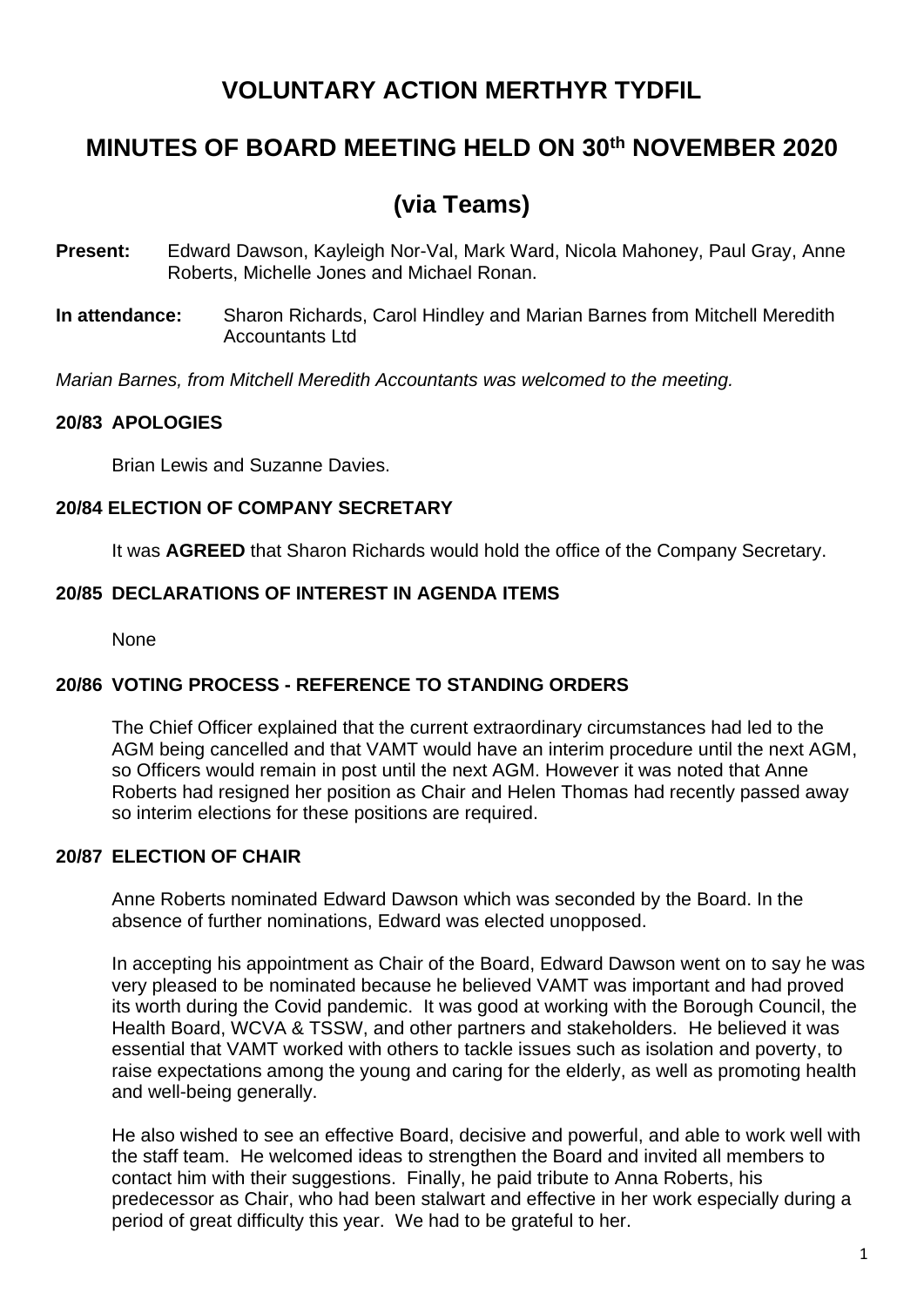# VOLUNTARY ACTION MERTHYR TYDFIL

## MINUTES OF BOARD MEETING HELD ON 30th NOVEMBER 2020

## (via Teams)

**Present:** Edward Dawson, Kayleigh Nor-Val, Mark Ward, Nicola Mahoney, Paul Gray, Anne Roberts, Michelle Jones and Michael Ronan.

**In attendance:** Sharon Richards, Carol Hindley and Marian Barnes from Mitchell Meredith Accountants Ltd

*Marian Barnes, from Mitchell Meredith Accountants was welcomed to the meeting.*

### 20/83 APOLOGIES

Brian Lewis and Suzanne Davies.

### 20/84 ELECTION OF COMPANY SECRETARY

It was **AGREED** that Sharon Richards would hold the office of the Company Secretary.

### 20/85 DECLARATIONS OF INTEREST IN AGENDA ITEMS

None

### 20/86 VOTING PROCESS - REFERENCE TO STANDING ORDERS

The Chief Officer explained that the current extraordinary circumstances had led to the AGM being cancelled and that VAMT would have an interim procedure until the next AGM, so Officers would remain in post until the next AGM. However it was noted that Anne Roberts had resigned her position as Chair and Helen Thomas had recently passed away so interim elections for these positions are required.

### 20/87 ELECTION OF CHAIR

Anne Roberts nominated Edward Dawson which was seconded by the Board. In the absence of further nominations, Edward was elected unopposed.

In accepting his appointment as Chair of the Board, Edward Dawson went on to say he was very pleased to be nominated because he believed VAMT was important and had proved its worth during the Covid pandemic. It was good at working with the Borough Council, the Health Board, WCVA & TSSW, and other partners and stakeholders. He believed it was essential that VAMT worked with others to tackle issues such as isolation and poverty, to raise expectations among the young and caring for the elderly, as well as promoting health and well-being generally.

He also wished to see an effective Board, decisive and powerful, and able to work well with the staff team. He welcomed ideas to strengthen the Board and invited all members to contact him with their suggestions. Finally, he paid tribute to Anna Roberts, his predecessor as Chair, who had been stalwart and effective in her work especially during a period of great difficulty this year. We had to be grateful to her.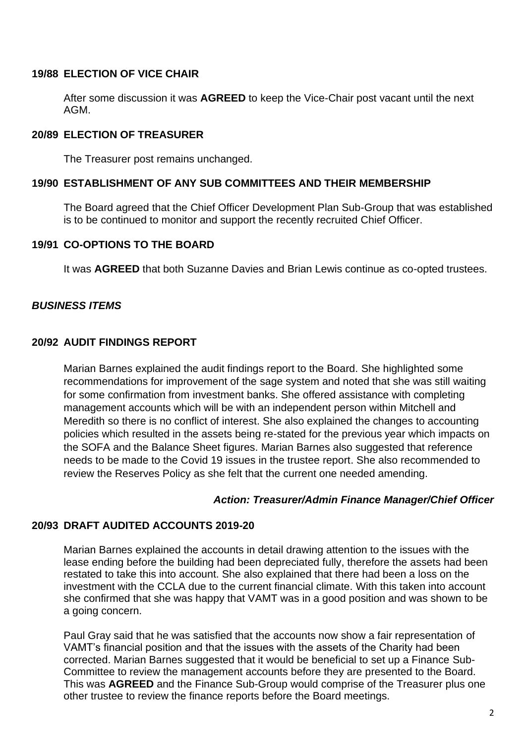### 19/88 ELECTION OF VICE CHAIR

After some discussion it was **AGREED** to keep the Vice-Chair post vacant until the next AGM.

### 20/89 ELECTION OF TREASURER

The Treasurer post remains unchanged.

### 19/90 ESTABLISHMENT OF ANY SUB COMMITTEES AND THEIR MEMBERSHIP

The Board agreed that the Chief Officer Development Plan Sub-Group that was established is to be continued to monitor and support the recently recruited Chief Officer.

### 19/91 CO-OPTIONS TO THE BOARD

It was **AGREED** that both Suzanne Davies and Brian Lewis continue as co-opted trustees.

***BUSINESS ITEMS***

### 20/92 AUDIT FINDINGS REPORT

Marian Barnes explained the audit findings report to the Board. She highlighted some recommendations for improvement of the sage system and noted that she was still waiting for some confirmation from investment banks. She offered assistance with completing management accounts which will be with an independent person within Mitchell and Meredith so there is no conflict of interest. She also explained the changes to accounting policies which resulted in the assets being re-stated for the previous year which impacts on the SOFA and the Balance Sheet figures. Marian Barnes also suggested that reference needs to be made to the Covid 19 issues in the trustee report. She also recommended to review the Reserves Policy as she felt that the current one needed amending.

***Action: Treasurer/Admin Finance Manager/Chief Officer***

### 20/93 DRAFT AUDITED ACCOUNTS 2019-20

Marian Barnes explained the accounts in detail drawing attention to the issues with the lease ending before the building had been depreciated fully, therefore the assets had been restated to take this into account. She also explained that there had been a loss on the investment with the CCLA due to the current financial climate. With this taken into account she confirmed that she was happy that VAMT was in a good position and was shown to be a going concern.

Paul Gray said that he was satisfied that the accounts now show a fair representation of VAMT's financial position and that the issues with the assets of the Charity had been corrected. Marian Barnes suggested that it would be beneficial to set up a Finance Sub-Committee to review the management accounts before they are presented to the Board. This was **AGREED** and the Finance Sub-Group would comprise of the Treasurer plus one other trustee to review the finance reports before the Board meetings.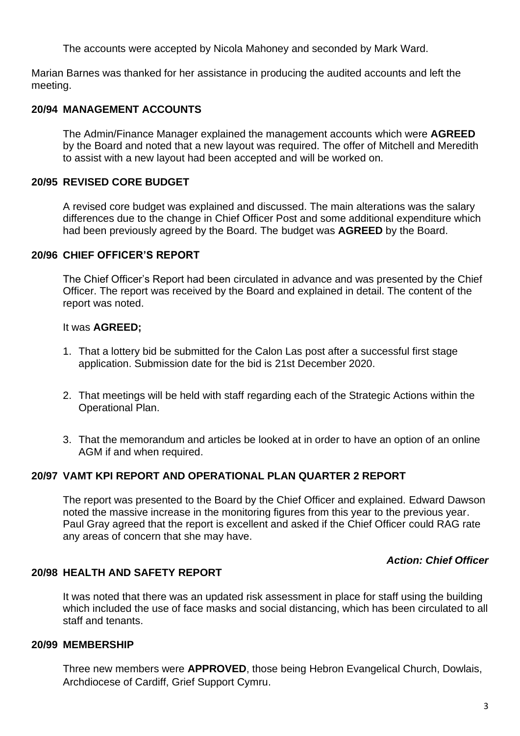The accounts were accepted by Nicola Mahoney and seconded by Mark Ward.

Marian Barnes was thanked for her assistance in producing the audited accounts and left the meeting.

### 20/94 MANAGEMENT ACCOUNTS

The Admin/Finance Manager explained the management accounts which were **AGREED** by the Board and noted that a new layout was required. The offer of Mitchell and Meredith to assist with a new layout had been accepted and will be worked on.

### 20/95 REVISED CORE BUDGET

A revised core budget was explained and discussed. The main alterations was the salary differences due to the change in Chief Officer Post and some additional expenditure which had been previously agreed by the Board. The budget was **AGREED** by the Board.

### 20/96 CHIEF OFFICER'S REPORT

The Chief Officer's Report had been circulated in advance and was presented by the Chief Officer. The report was received by the Board and explained in detail. The content of the report was noted.

It was **AGREED;**

1. That a lottery bid be submitted for the Calon Las post after a successful first stage application. Submission date for the bid is 21st December 2020.
2. That meetings will be held with staff regarding each of the Strategic Actions within the Operational Plan.
3. That the memorandum and articles be looked at in order to have an option of an online AGM if and when required.

### 20/97 VAMT KPI REPORT AND OPERATIONAL PLAN QUARTER 2 REPORT

The report was presented to the Board by the Chief Officer and explained. Edward Dawson noted the massive increase in the monitoring figures from this year to the previous year. Paul Gray agreed that the report is excellent and asked if the Chief Officer could RAG rate any areas of concern that she may have.

***Action: Chief Officer***

### 20/98 HEALTH AND SAFETY REPORT

It was noted that there was an updated risk assessment in place for staff using the building which included the use of face masks and social distancing, which has been circulated to all staff and tenants.

### 20/99 MEMBERSHIP

Three new members were **APPROVED**, those being Hebron Evangelical Church, Dowlais, Archdiocese of Cardiff, Grief Support Cymru.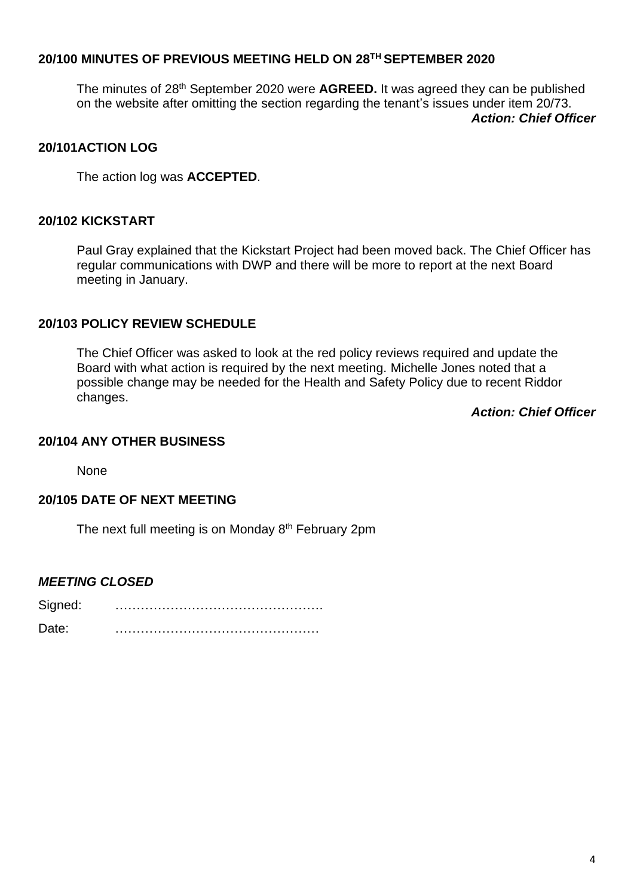### 20/100 MINUTES OF PREVIOUS MEETING HELD ON 28TH SEPTEMBER 2020

The minutes of 28th September 2020 were **AGREED.** It was agreed they can be published on the website after omitting the section regarding the tenant's issues under item 20/73.

***Action: Chief Officer***

### 20/101ACTION LOG

The action log was **ACCEPTED**.

### 20/102 KICKSTART

Paul Gray explained that the Kickstart Project had been moved back. The Chief Officer has regular communications with DWP and there will be more to report at the next Board meeting in January.

### 20/103 POLICY REVIEW SCHEDULE

The Chief Officer was asked to look at the red policy reviews required and update the Board with what action is required by the next meeting. Michelle Jones noted that a possible change may be needed for the Health and Safety Policy due to recent Riddor changes.

***Action: Chief Officer***

### 20/104 ANY OTHER BUSINESS

None

### 20/105 DATE OF NEXT MEETING

The next full meeting is on Monday 8th February 2pm

***MEETING CLOSED***

Signed: ………………………………………….

Date: …………………………………………